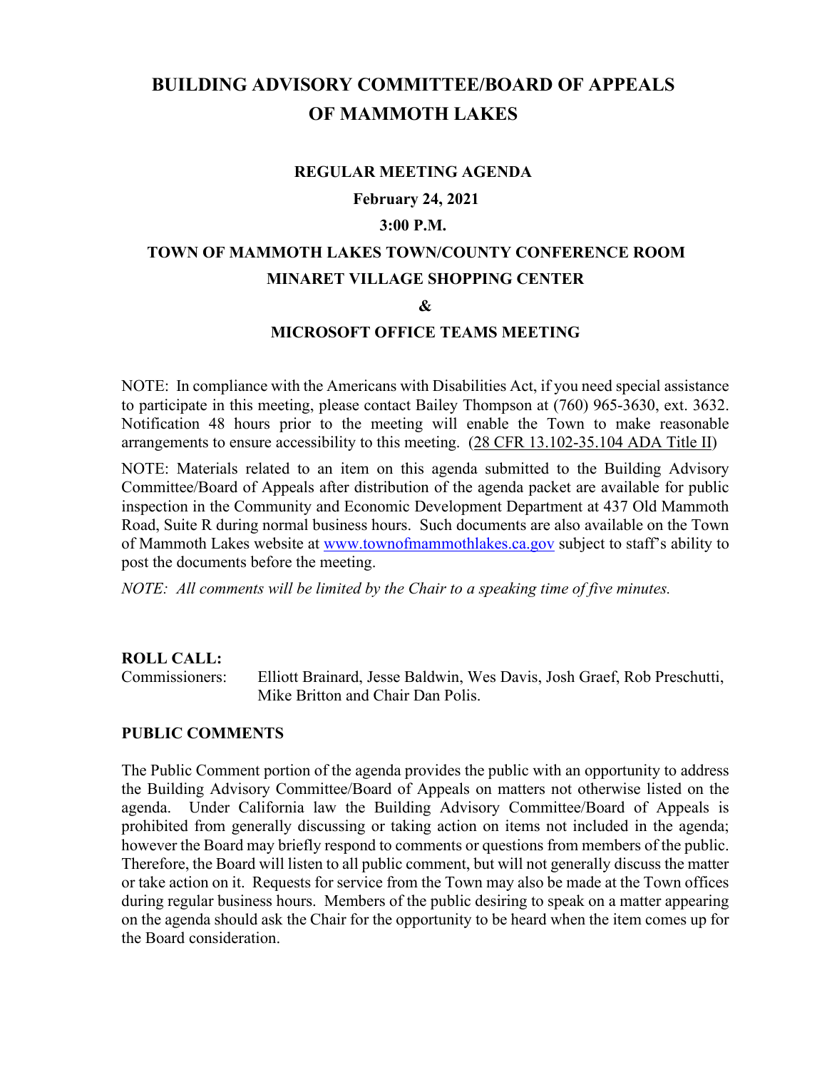# BUILDING ADVISORY COMMITTEE/BOARD OF APPEALS OF MAMMOTH LAKES

**REGULAR MEETING AGENDA**

**February 24, 2021**

**3:00 P.M.**

**TOWN OF MAMMOTH LAKES TOWN/COUNTY CONFERENCE ROOM**

**MINARET VILLAGE SHOPPING CENTER**

**&**

**MICROSOFT OFFICE TEAMS MEETING**

NOTE: In compliance with the Americans with Disabilities Act, if you need special assistance to participate in this meeting, please contact Bailey Thompson at (760) 965-3630, ext. 3632. Notification 48 hours prior to the meeting will enable the Town to make reasonable arrangements to ensure accessibility to this meeting. (28 CFR 13.102-35.104 ADA Title II)

NOTE: Materials related to an item on this agenda submitted to the Building Advisory Committee/Board of Appeals after distribution of the agenda packet are available for public inspection in the Community and Economic Development Department at 437 Old Mammoth Road, Suite R during normal business hours. Such documents are also available on the Town of Mammoth Lakes website at www.townofmammothlakes.ca.gov subject to staff's ability to post the documents before the meeting.

*NOTE: All comments will be limited by the Chair to a speaking time of five minutes.*

**ROLL CALL:**

Commissioners: Elliott Brainard, Jesse Baldwin, Wes Davis, Josh Graef, Rob Preschutti, Mike Britton and Chair Dan Polis.

**PUBLIC COMMENTS**

The Public Comment portion of the agenda provides the public with an opportunity to address the Building Advisory Committee/Board of Appeals on matters not otherwise listed on the agenda. Under California law the Building Advisory Committee/Board of Appeals is prohibited from generally discussing or taking action on items not included in the agenda; however the Board may briefly respond to comments or questions from members of the public. Therefore, the Board will listen to all public comment, but will not generally discuss the matter or take action on it. Requests for service from the Town may also be made at the Town offices during regular business hours. Members of the public desiring to speak on a matter appearing on the agenda should ask the Chair for the opportunity to be heard when the item comes up for the Board consideration.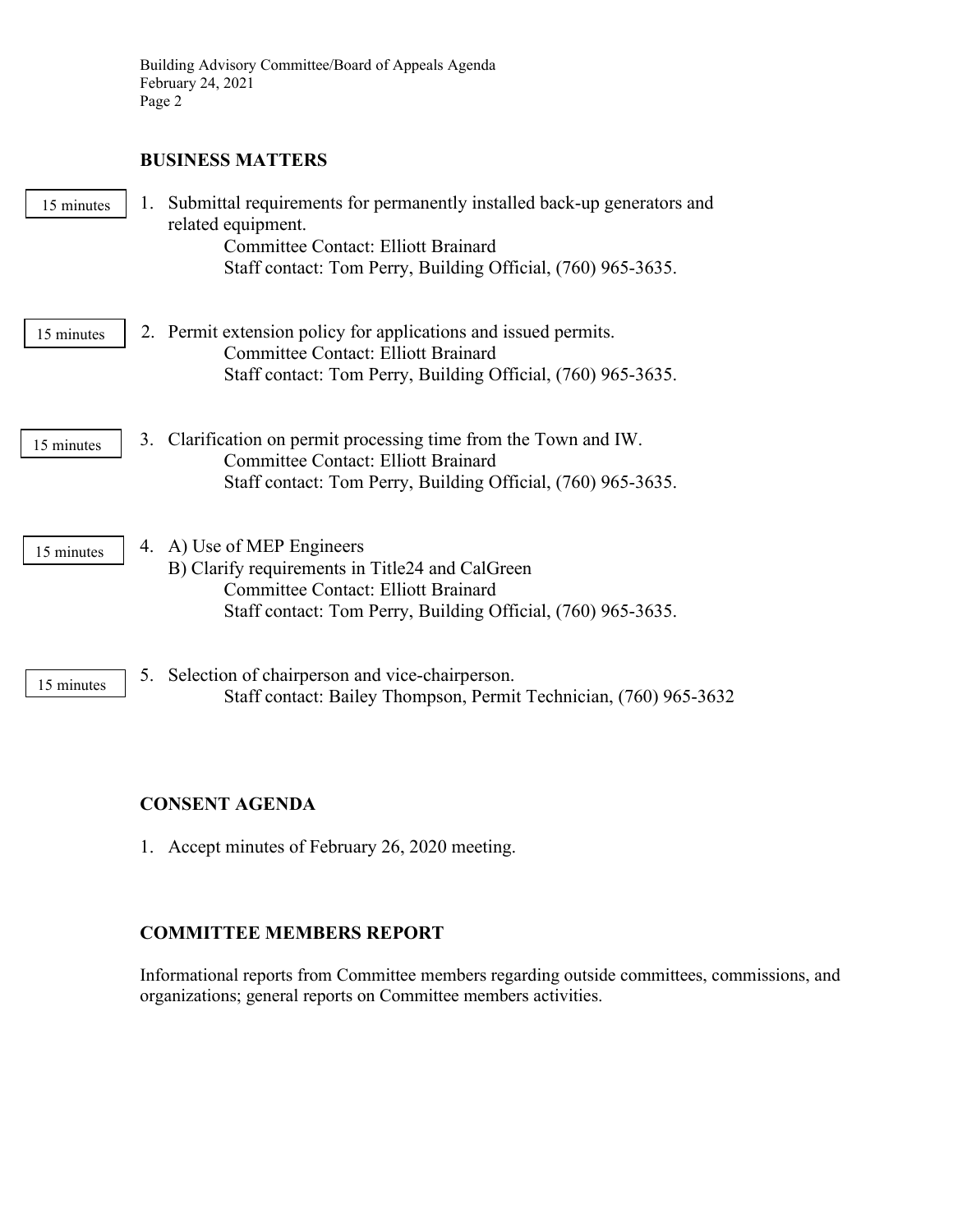## BUSINESS MATTERS

15 minutes

1. Submittal requirements for permanently installed back-up generators and related equipment.
   Committee Contact: Elliott Brainard
   Staff contact: Tom Perry, Building Official, (760) 965-3635.

15 minutes

2. Permit extension policy for applications and issued permits.
   Committee Contact: Elliott Brainard
   Staff contact: Tom Perry, Building Official, (760) 965-3635.

15 minutes

3. Clarification on permit processing time from the Town and IW.
   Committee Contact: Elliott Brainard
   Staff contact: Tom Perry, Building Official, (760) 965-3635.

15 minutes

4. A) Use of MEP Engineers
   B) Clarify requirements in Title24 and CalGreen
   Committee Contact: Elliott Brainard
   Staff contact: Tom Perry, Building Official, (760) 965-3635.

15 minutes

5. Selection of chairperson and vice-chairperson.
   Staff contact: Bailey Thompson, Permit Technician, (760) 965-3632

## CONSENT AGENDA

1. Accept minutes of February 26, 2020 meeting.

## COMMITTEE MEMBERS REPORT

Informational reports from Committee members regarding outside committees, commissions, and organizations; general reports on Committee members activities.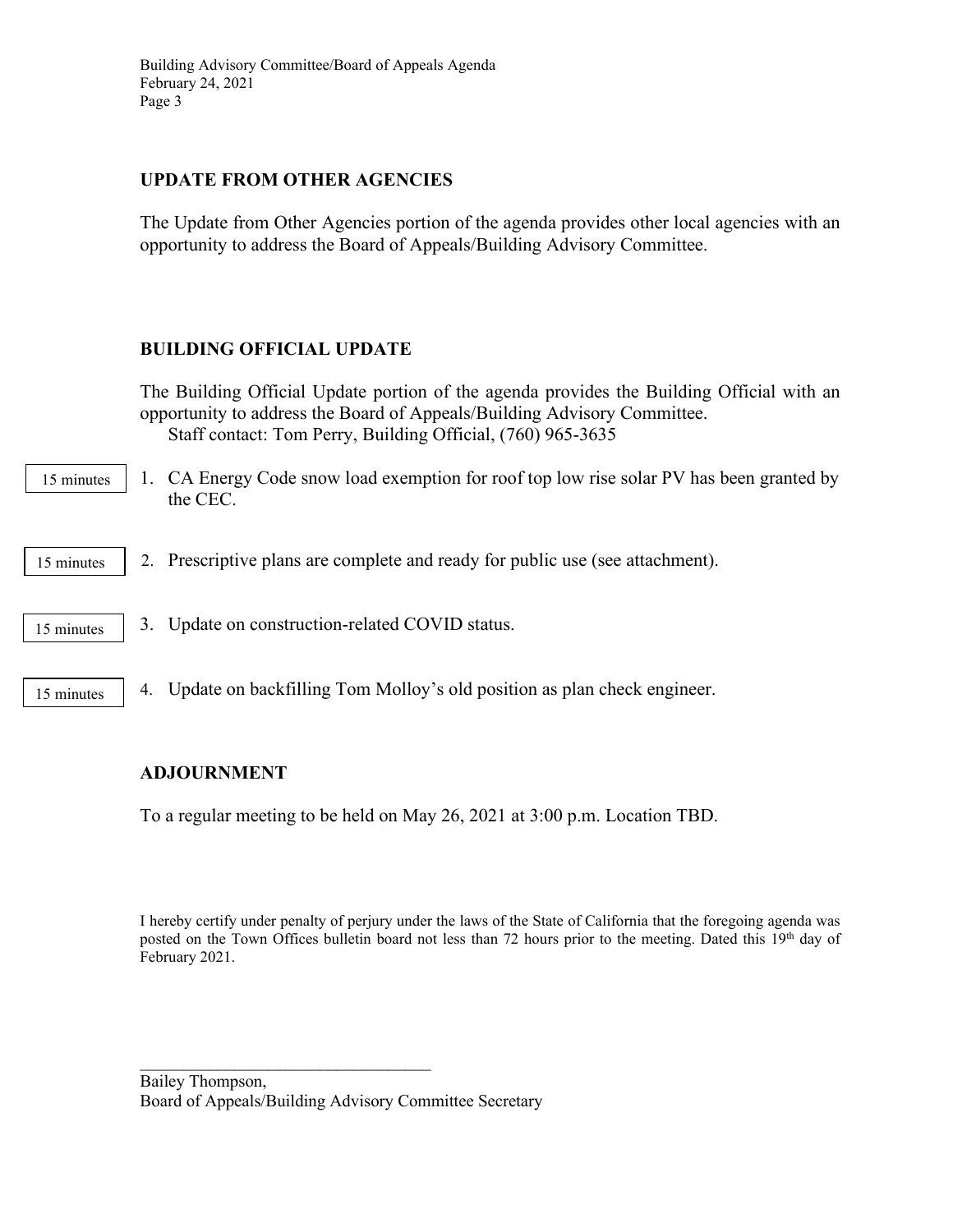## UPDATE FROM OTHER AGENCIES

The Update from Other Agencies portion of the agenda provides other local agencies with an opportunity to address the Board of Appeals/Building Advisory Committee.

## BUILDING OFFICIAL UPDATE

The Building Official Update portion of the agenda provides the Building Official with an opportunity to address the Board of Appeals/Building Advisory Committee.
Staff contact: Tom Perry, Building Official, (760) 965-3635

15 minutes

1. CA Energy Code snow load exemption for roof top low rise solar PV has been granted by the CEC.

15 minutes

2. Prescriptive plans are complete and ready for public use (see attachment).

15 minutes

3. Update on construction-related COVID status.

15 minutes

4. Update on backfilling Tom Molloy's old position as plan check engineer.

## ADJOURNMENT

To a regular meeting to be held on May 26, 2021 at 3:00 p.m. Location TBD.

I hereby certify under penalty of perjury under the laws of the State of California that the foregoing agenda was posted on the Town Offices bulletin board not less than 72 hours prior to the meeting. Dated this 19th day of February 2021.

___________________________________

Bailey Thompson,
Board of Appeals/Building Advisory Committee Secretary